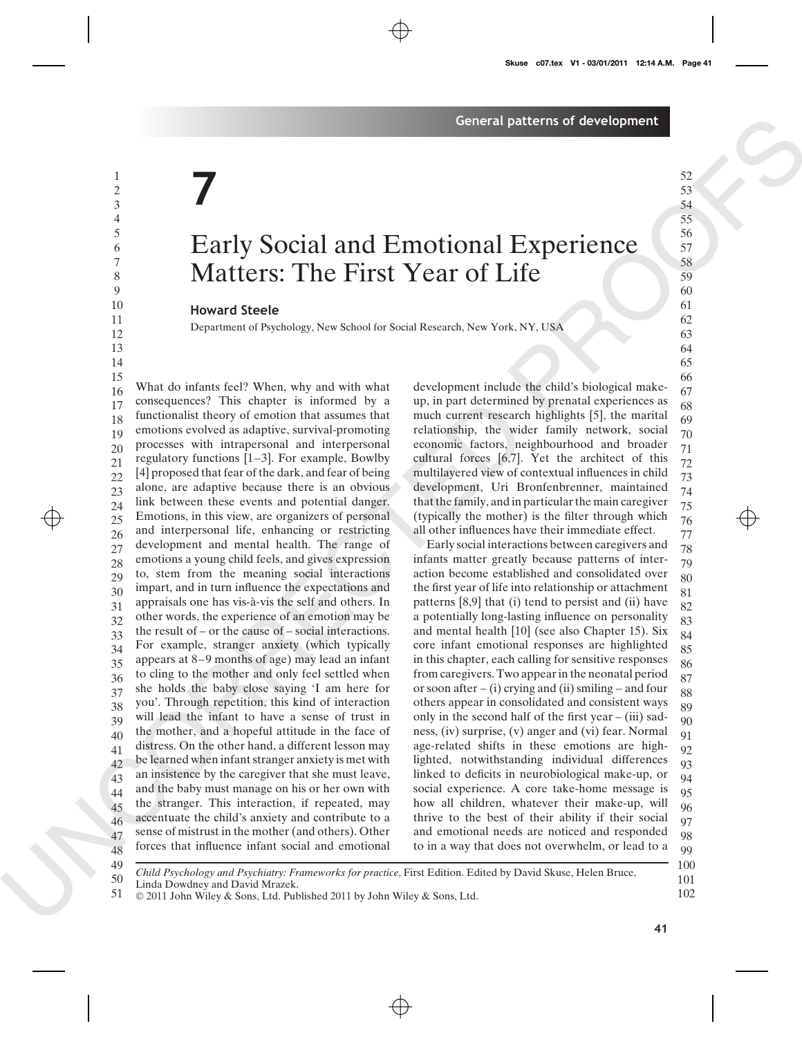# 7

# Early Social and Emotional Experience Matters: The First Year of Life

**Howard Steele**

Department of Psychology, New School for Social Research, New York, NY, USA

What do infants feel? When, why and with what consequences? This chapter is informed by a functionalist theory of emotion that assumes that emotions evolved as adaptive, survival-promoting processes with intrapersonal and interpersonal regulatory functions [1–3]. For example, Bowlby [4] proposed that fear of the dark, and fear of being alone, are adaptive because there is an obvious link between these events and potential danger. Emotions, in this view, are organizers of personal and interpersonal life, enhancing or restricting development and mental health. The range of emotions a young child feels, and gives expression to, stem from the meaning social interactions impart, and in turn influence the expectations and appraisals one has vis-à-vis the self and others. In other words, the experience of an emotion may be the result of – or the cause of – social interactions. For example, stranger anxiety (which typically appears at 8–9 months of age) may lead an infant to cling to the mother and only feel settled when she holds the baby close saying 'I am here for you'. Through repetition, this kind of interaction will lead the infant to have a sense of trust in the mother, and a hopeful attitude in the face of distress. On the other hand, a different lesson may be learned when infant stranger anxiety is met with an insistence by the caregiver that she must leave, and the baby must manage on his or her own with the stranger. This interaction, if repeated, may accentuate the child's anxiety and contribute to a sense of mistrust in the mother (and others). Other forces that influence infant social and emotional development include the child's biological make-up, in part determined by prenatal experiences as much current research highlights [5], the marital relationship, the wider family network, social economic factors, neighbourhood and broader cultural forces [6,7]. Yet the architect of this multilayered view of contextual influences in child development, Uri Bronfenbrenner, maintained that the family, and in particular the main caregiver (typically the mother) is the filter through which all other influences have their immediate effect.

Early social interactions between caregivers and infants matter greatly because patterns of interaction become established and consolidated over the first year of life into relationship or attachment patterns [8,9] that (i) tend to persist and (ii) have a potentially long-lasting influence on personality and mental health [10] (see also Chapter 15). Six core infant emotional responses are highlighted in this chapter, each calling for sensitive responses from caregivers. Two appear in the neonatal period or soon after – (i) crying and (ii) smiling – and four others appear in consolidated and consistent ways only in the second half of the first year – (iii) sadness, (iv) surprise, (v) anger and (vi) fear. Normal age-related shifts in these emotions are highlighted, notwithstanding individual differences linked to deficits in neurobiological make-up, or social experience. A core take-home message is how all children, whatever their make-up, will thrive to the best of their ability if their social and emotional needs are noticed and responded to in a way that does not overwhelm, or lead to a

*Child Psychology and Psychiatry: Frameworks for practice*, First Edition. Edited by David Skuse, Helen Bruce, Linda Dowdney and David Mrazek.
© 2011 John Wiley & Sons, Ltd. Published 2011 by John Wiley & Sons, Ltd.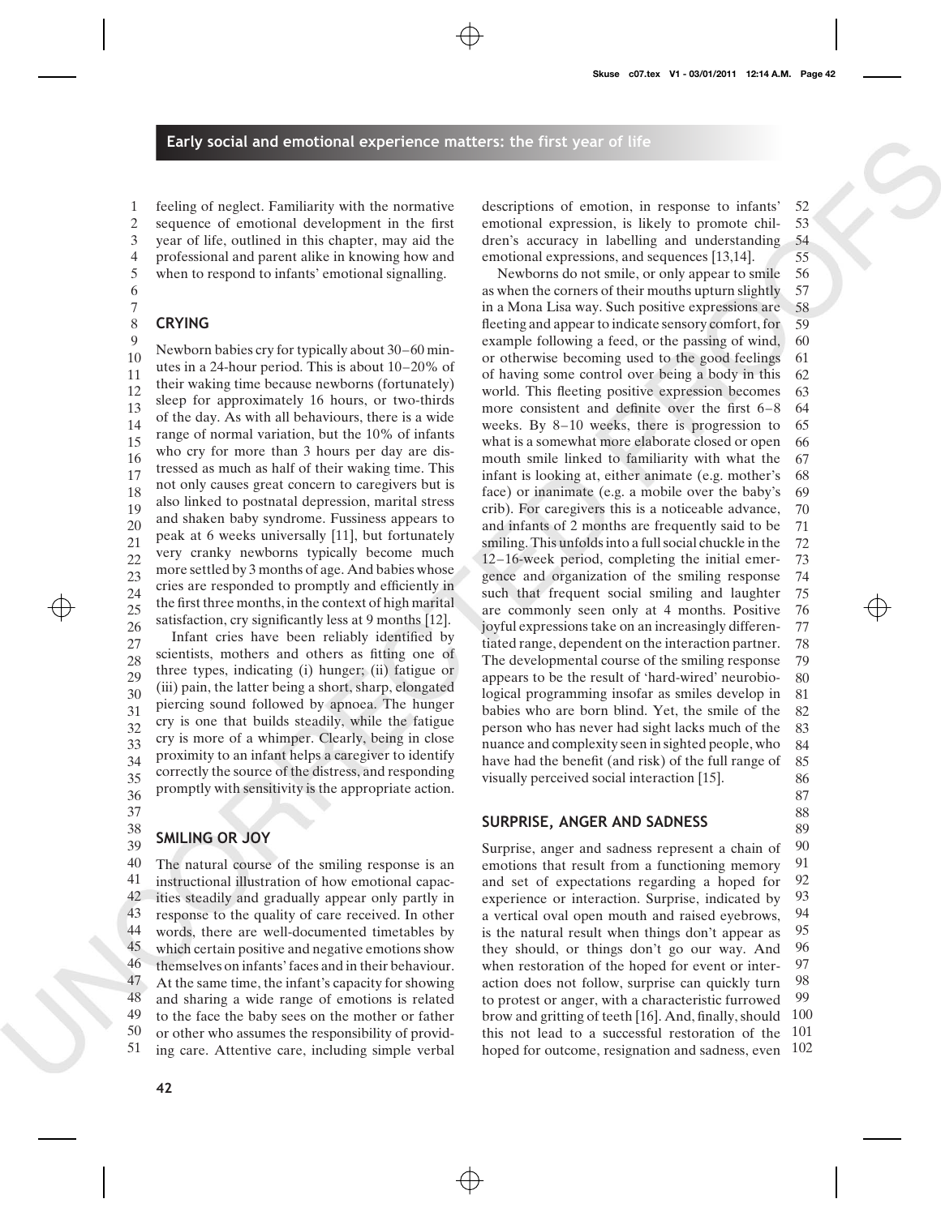feeling of neglect. Familiarity with the normative sequence of emotional development in the first year of life, outlined in this chapter, may aid the professional and parent alike in knowing how and when to respond to infants' emotional signalling.

## CRYING

Newborn babies cry for typically about 30–60 minutes in a 24-hour period. This is about 10–20% of their waking time because newborns (fortunately) sleep for approximately 16 hours, or two-thirds of the day. As with all behaviours, there is a wide range of normal variation, but the 10% of infants who cry for more than 3 hours per day are distressed as much as half of their waking time. This not only causes great concern to caregivers but is also linked to postnatal depression, marital stress and shaken baby syndrome. Fussiness appears to peak at 6 weeks universally [11], but fortunately very cranky newborns typically become much more settled by 3 months of age. And babies whose cries are responded to promptly and efficiently in the first three months, in the context of high marital satisfaction, cry significantly less at 9 months [12].

Infant cries have been reliably identified by scientists, mothers and others as fitting one of three types, indicating (i) hunger; (ii) fatigue or (iii) pain, the latter being a short, sharp, elongated piercing sound followed by apnoea. The hunger cry is one that builds steadily, while the fatigue cry is more of a whimper. Clearly, being in close proximity to an infant helps a caregiver to identify correctly the source of the distress, and responding promptly with sensitivity is the appropriate action.

## SMILING OR JOY

The natural course of the smiling response is an instructional illustration of how emotional capacities steadily and gradually appear only partly in response to the quality of care received. In other words, there are well-documented timetables by which certain positive and negative emotions show themselves on infants' faces and in their behaviour. At the same time, the infant's capacity for showing and sharing a wide range of emotions is related to the face the baby sees on the mother or father or other who assumes the responsibility of providing care. Attentive care, including simple verbal descriptions of emotion, in response to infants' emotional expression, is likely to promote children's accuracy in labelling and understanding emotional expressions, and sequences [13,14].

Newborns do not smile, or only appear to smile as when the corners of their mouths upturn slightly in a Mona Lisa way. Such positive expressions are fleeting and appear to indicate sensory comfort, for example following a feed, or the passing of wind, or otherwise becoming used to the good feelings of having some control over being a body in this world. This fleeting positive expression becomes more consistent and definite over the first 6–8 weeks. By 8–10 weeks, there is progression to what is a somewhat more elaborate closed or open mouth smile linked to familiarity with what the infant is looking at, either animate (e.g. mother's face) or inanimate (e.g. a mobile over the baby's crib). For caregivers this is a noticeable advance, and infants of 2 months are frequently said to be smiling. This unfolds into a full social chuckle in the 12–16-week period, completing the initial emergence and organization of the smiling response such that frequent social smiling and laughter are commonly seen only at 4 months. Positive joyful expressions take on an increasingly differentiated range, dependent on the interaction partner. The developmental course of the smiling response appears to be the result of 'hard-wired' neurobiological programming insofar as smiles develop in babies who are born blind. Yet, the smile of the person who has never had sight lacks much of the nuance and complexity seen in sighted people, who have had the benefit (and risk) of the full range of visually perceived social interaction [15].

## SURPRISE, ANGER AND SADNESS

Surprise, anger and sadness represent a chain of emotions that result from a functioning memory and set of expectations regarding a hoped for experience or interaction. Surprise, indicated by a vertical oval open mouth and raised eyebrows, is the natural result when things don't appear as they should, or things don't go our way. And when restoration of the hoped for event or interaction does not follow, surprise can quickly turn to protest or anger, with a characteristic furrowed brow and gritting of teeth [16]. And, finally, should this not lead to a successful restoration of the hoped for outcome, resignation and sadness, even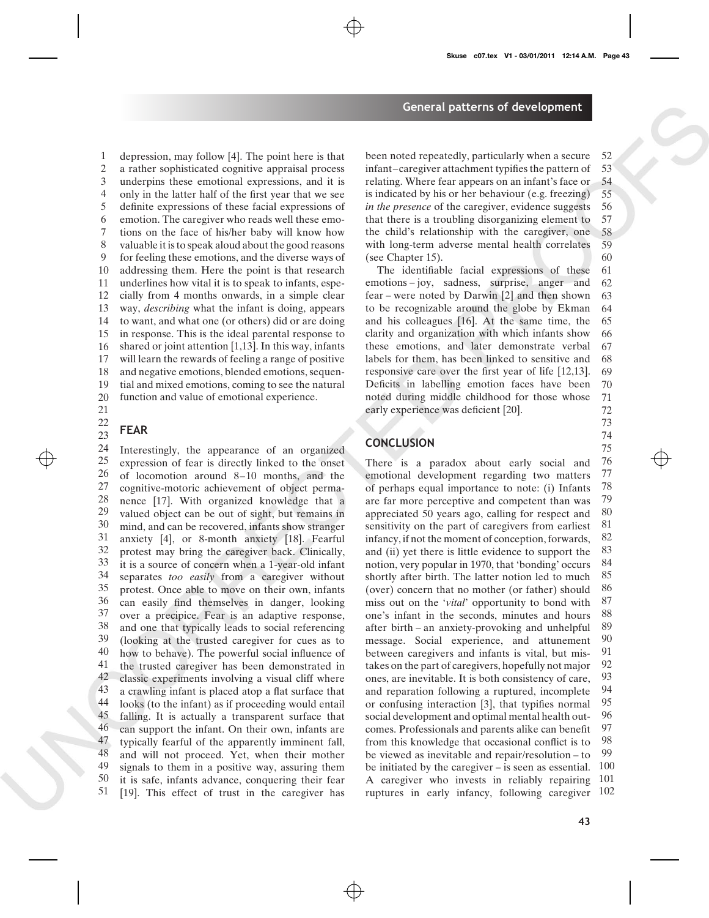depression, may follow [4]. The point here is that a rather sophisticated cognitive appraisal process underpins these emotional expressions, and it is only in the latter half of the first year that we see definite expressions of these facial expressions of emotion. The caregiver who reads well these emotions on the face of his/her baby will know how valuable it is to speak aloud about the good reasons for feeling these emotions, and the diverse ways of addressing them. Here the point is that research underlines how vital it is to speak to infants, especially from 4 months onwards, in a simple clear way, *describing* what the infant is doing, appears to want, and what one (or others) did or are doing in response. This is the ideal parental response to shared or joint attention [1,13]. In this way, infants will learn the rewards of feeling a range of positive and negative emotions, blended emotions, sequential and mixed emotions, coming to see the natural function and value of emotional experience.

## FEAR

Interestingly, the appearance of an organized expression of fear is directly linked to the onset of locomotion around 8–10 months, and the cognitive-motoric achievement of object permanence [17]. With organized knowledge that a valued object can be out of sight, but remains in mind, and can be recovered, infants show stranger anxiety [4], or 8-month anxiety [18]. Fearful protest may bring the caregiver back. Clinically, it is a source of concern when a 1-year-old infant separates *too easily* from a caregiver without protest. Once able to move on their own, infants can easily find themselves in danger, looking over a precipice. Fear is an adaptive response, and one that typically leads to social referencing (looking at the trusted caregiver for cues as to how to behave). The powerful social influence of the trusted caregiver has been demonstrated in classic experiments involving a visual cliff where a crawling infant is placed atop a flat surface that looks (to the infant) as if proceeding would entail falling. It is actually a transparent surface that can support the infant. On their own, infants are typically fearful of the apparently imminent fall, and will not proceed. Yet, when their mother signals to them in a positive way, assuring them it is safe, infants advance, conquering their fear [19]. This effect of trust in the caregiver has been noted repeatedly, particularly when a secure infant–caregiver attachment typifies the pattern of relating. Where fear appears on an infant's face or is indicated by his or her behaviour (e.g. freezing) *in the presence* of the caregiver, evidence suggests that there is a troubling disorganizing element to the child's relationship with the caregiver, one with long-term adverse mental health correlates (see Chapter 15).

The identifiable facial expressions of these emotions – joy, sadness, surprise, anger and fear – were noted by Darwin [2] and then shown to be recognizable around the globe by Ekman and his colleagues [16]. At the same time, the clarity and organization with which infants show these emotions, and later demonstrate verbal labels for them, has been linked to sensitive and responsive care over the first year of life [12,13]. Deficits in labelling emotion faces have been noted during middle childhood for those whose early experience was deficient [20].

## CONCLUSION

There is a paradox about early social and emotional development regarding two matters of perhaps equal importance to note: (i) Infants are far more perceptive and competent than was appreciated 50 years ago, calling for respect and sensitivity on the part of caregivers from earliest infancy, if not the moment of conception, forwards, and (ii) yet there is little evidence to support the notion, very popular in 1970, that 'bonding' occurs shortly after birth. The latter notion led to much (over) concern that no mother (or father) should miss out on the '*vital*' opportunity to bond with one's infant in the seconds, minutes and hours after birth – an anxiety-provoking and unhelpful message. Social experience, and attunement between caregivers and infants is vital, but mistakes on the part of caregivers, hopefully not major ones, are inevitable. It is both consistency of care, and reparation following a ruptured, incomplete or confusing interaction [3], that typifies normal social development and optimal mental health outcomes. Professionals and parents alike can benefit from this knowledge that occasional conflict is to be viewed as inevitable and repair/resolution – to be initiated by the caregiver – is seen as essential. A caregiver who invests in reliably repairing ruptures in early infancy, following caregiver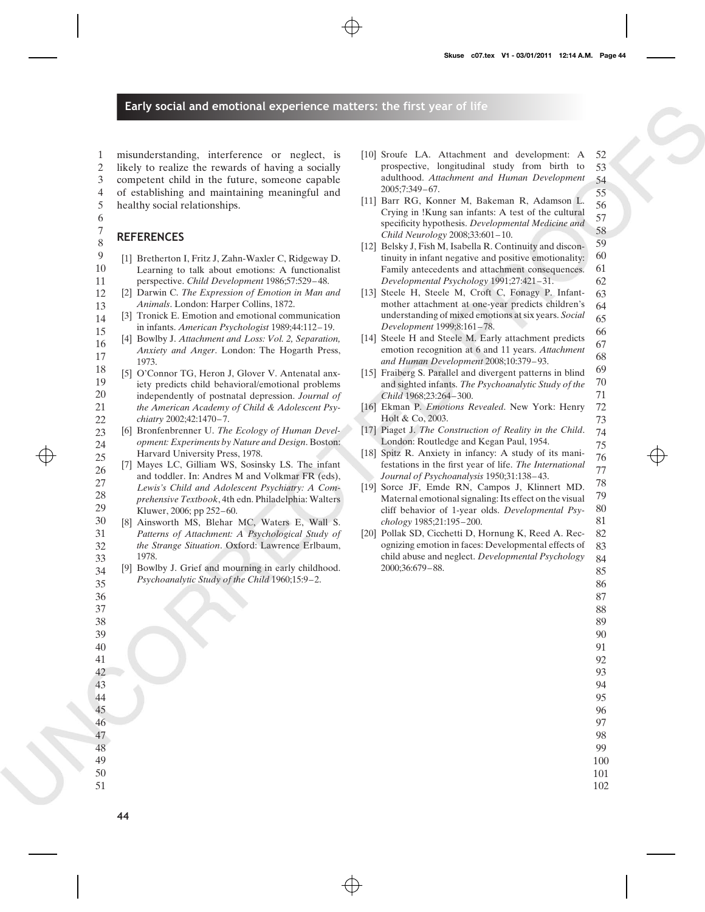misunderstanding, interference or neglect, is likely to realize the rewards of having a socially competent child in the future, someone capable of establishing and maintaining meaningful and healthy social relationships.

## REFERENCES

[1] Bretherton I, Fritz J, Zahn-Waxler C, Ridgeway D. Learning to talk about emotions: A functionalist perspective. *Child Development* 1986;57:529–48.

[2] Darwin C. *The Expression of Emotion in Man and Animals*. London: Harper Collins, 1872.

[3] Tronick E. Emotion and emotional communication in infants. *American Psychologist* 1989;44:112–19.

[4] Bowlby J. *Attachment and Loss: Vol. 2, Separation, Anxiety and Anger*. London: The Hogarth Press, 1973.

[5] O'Connor TG, Heron J, Glover V. Antenatal anxiety predicts child behavioral/emotional problems independently of postnatal depression. *Journal of the American Academy of Child & Adolescent Psychiatry* 2002;42:1470–7.

[6] Bronfenbrenner U. *The Ecology of Human Development: Experiments by Nature and Design*. Boston: Harvard University Press, 1978.

[7] Mayes LC, Gilliam WS, Sosinsky LS. The infant and toddler. In: Andres M and Volkmar FR (eds), *Lewis's Child and Adolescent Psychiatry: A Comprehensive Textbook*, 4th edn. Philadelphia: Walters Kluwer, 2006; pp 252–60.

[8] Ainsworth MS, Blehar MC, Waters E, Wall S. *Patterns of Attachment: A Psychological Study of the Strange Situation*. Oxford: Lawrence Erlbaum, 1978.

[9] Bowlby J. Grief and mourning in early childhood. *Psychoanalytic Study of the Child* 1960;15:9–2.

[10] Sroufe LA. Attachment and development: A prospective, longitudinal study from birth to adulthood. *Attachment and Human Development* 2005;7:349–67.

[11] Barr RG, Konner M, Bakeman R, Adamson L. Crying in !Kung san infants: A test of the cultural specificity hypothesis. *Developmental Medicine and Child Neurology* 2008;33:601–10.

[12] Belsky J, Fish M, Isabella R. Continuity and discontinuity in infant negative and positive emotionality: Family antecedents and attachment consequences. *Developmental Psychology* 1991;27:421–31.

[13] Steele H, Steele M, Croft C, Fonagy P. Infant-mother attachment at one-year predicts children's understanding of mixed emotions at six years. *Social Development* 1999;8:161–78.

[14] Steele H and Steele M. Early attachment predicts emotion recognition at 6 and 11 years. *Attachment and Human Development* 2008;10:379–93.

[15] Fraiberg S. Parallel and divergent patterns in blind and sighted infants. *The Psychoanalytic Study of the Child* 1968;23:264–300.

[16] Ekman P. *Emotions Revealed*. New York: Henry Holt & Co, 2003.

[17] Piaget J. *The Construction of Reality in the Child*. London: Routledge and Kegan Paul, 1954.

[18] Spitz R. Anxiety in infancy: A study of its manifestations in the first year of life. *The International Journal of Psychoanalysis* 1950;31:138–43.

[19] Sorce JF, Emde RN, Campos J, Klinnert MD. Maternal emotional signaling: Its effect on the visual cliff behavior of 1-year olds. *Developmental Psychology* 1985;21:195–200.

[20] Pollak SD, Cicchetti D, Hornung K, Reed A. Recognizing emotion in faces: Developmental effects of child abuse and neglect. *Developmental Psychology* 2000;36:679–88.